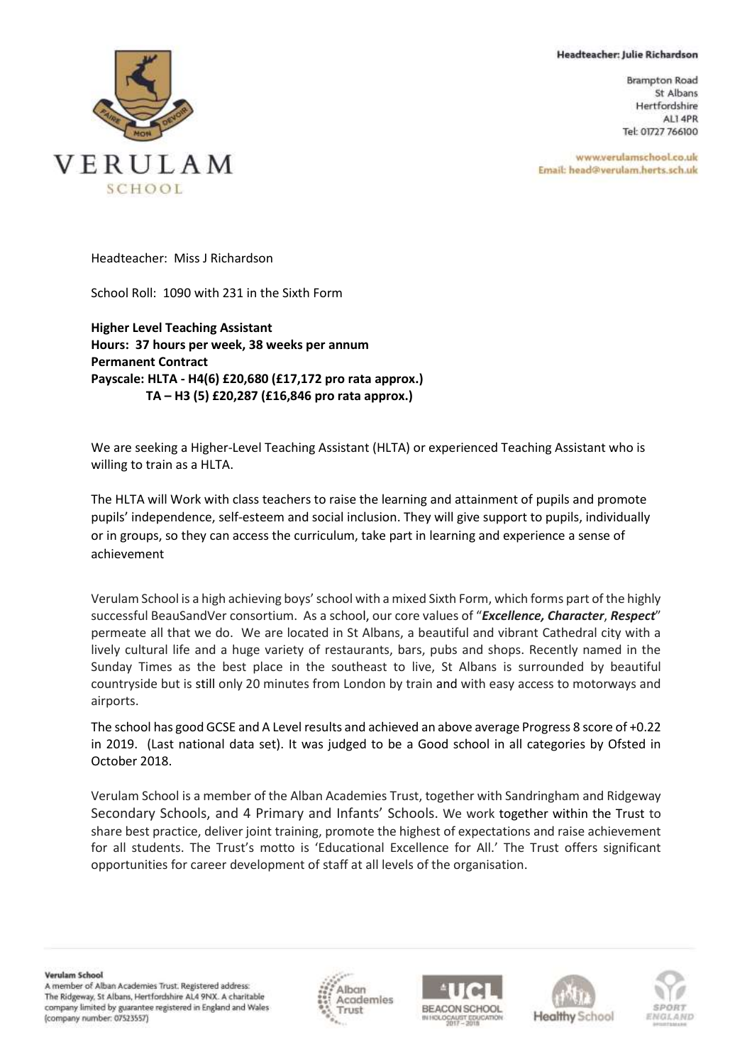Headteacher: Julie Richardson

Brampton Road
St Albans
Hertfordshire
AL1 4PR
Tel: 01727 766100

www.verulamschool.co.uk
Email: head@verulam.herts.sch.uk

Headteacher: Miss J Richardson

School Roll: 1090 with 231 in the Sixth Form

**Higher Level Teaching Assistant**
**Hours: 37 hours per week, 38 weeks per annum**
**Permanent Contract**
**Payscale: HLTA - H4(6) £20,680 (£17,172 pro rata approx.)**
**TA – H3 (5) £20,287 (£16,846 pro rata approx.)**

We are seeking a Higher-Level Teaching Assistant (HLTA) or experienced Teaching Assistant who is willing to train as a HLTA.

The HLTA will Work with class teachers to raise the learning and attainment of pupils and promote pupils' independence, self-esteem and social inclusion. They will give support to pupils, individually or in groups, so they can access the curriculum, take part in learning and experience a sense of achievement

Verulam School is a high achieving boys' school with a mixed Sixth Form, which forms part of the highly successful BeauSandVer consortium. As a school, our core values of "***Excellence, Character***, ***Respect***" permeate all that we do. We are located in St Albans, a beautiful and vibrant Cathedral city with a lively cultural life and a huge variety of restaurants, bars, pubs and shops. Recently named in the Sunday Times as the best place in the southeast to live, St Albans is surrounded by beautiful countryside but is still only 20 minutes from London by train and with easy access to motorways and airports.

The school has good GCSE and A Level results and achieved an above average Progress 8 score of +0.22 in 2019. (Last national data set). It was judged to be a Good school in all categories by Ofsted in October 2018.

Verulam School is a member of the Alban Academies Trust, together with Sandringham and Ridgeway Secondary Schools, and 4 Primary and Infants' Schools. We work together within the Trust to share best practice, deliver joint training, promote the highest of expectations and raise achievement for all students. The Trust's motto is 'Educational Excellence for All.' The Trust offers significant opportunities for career development of staff at all levels of the organisation.

**Verulam School**
A member of Alban Academies Trust. Registered address: The Ridgeway, St Albans, Hertfordshire AL4 9NX. A charitable company limited by guarantee registered in England and Wales (company number: 07523557)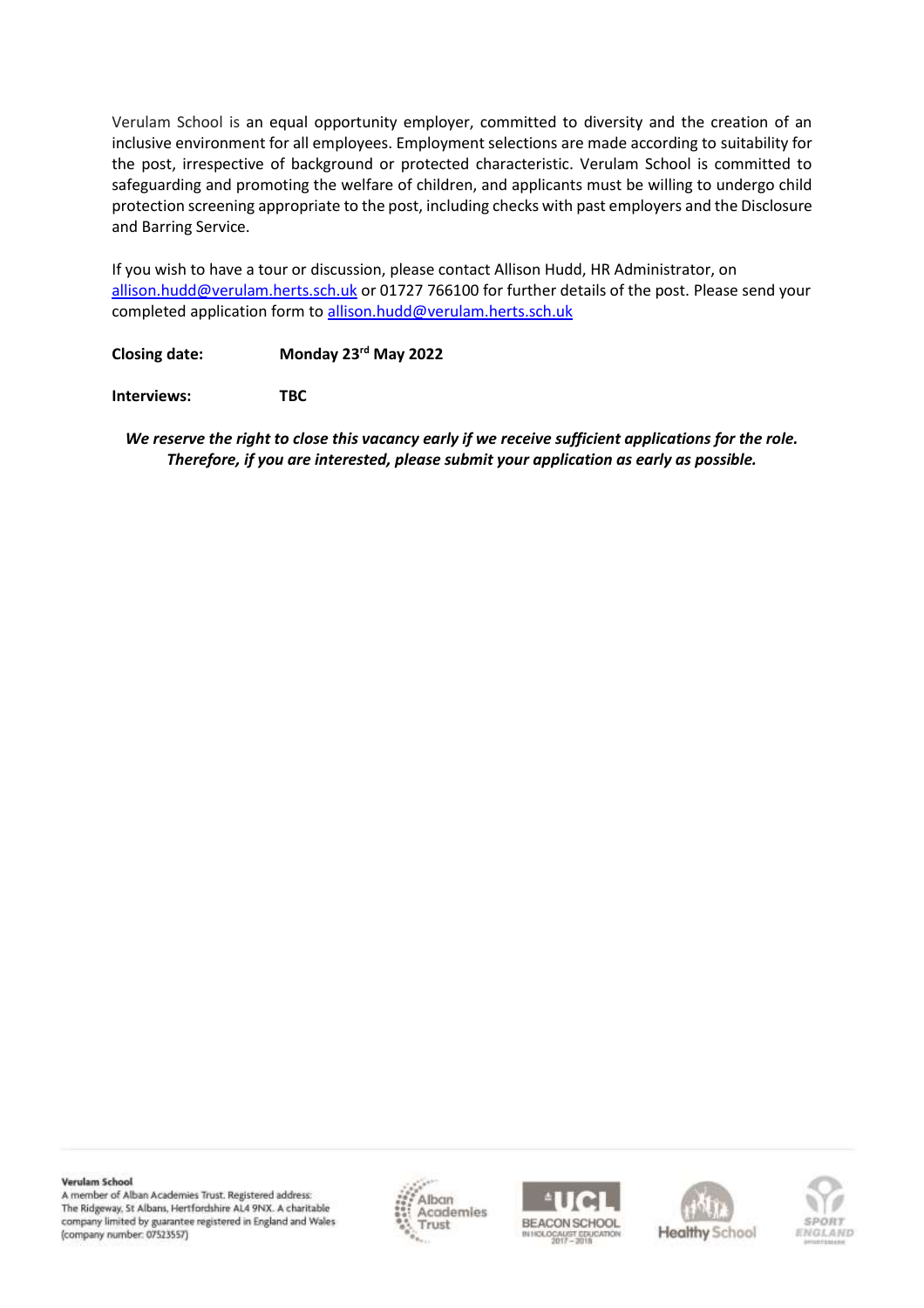Verulam School is an equal opportunity employer, committed to diversity and the creation of an inclusive environment for all employees. Employment selections are made according to suitability for the post, irrespective of background or protected characteristic. Verulam School is committed to safeguarding and promoting the welfare of children, and applicants must be willing to undergo child protection screening appropriate to the post, including checks with past employers and the Disclosure and Barring Service.

If you wish to have a tour or discussion, please contact Allison Hudd, HR Administrator, on allison.hudd@verulam.herts.sch.uk or 01727 766100 for further details of the post. Please send your completed application form to allison.hudd@verulam.herts.sch.uk

**Closing date:** **Monday 23rd May 2022**

**Interviews:** **TBC**

***We reserve the right to close this vacancy early if we receive sufficient applications for the role. Therefore, if you are interested, please submit your application as early as possible.***

**Verulam School**
A member of Alban Academies Trust. Registered address: The Ridgeway, St Albans, Hertfordshire AL4 9NX. A charitable company limited by guarantee registered in England and Wales (company number: 07523557)